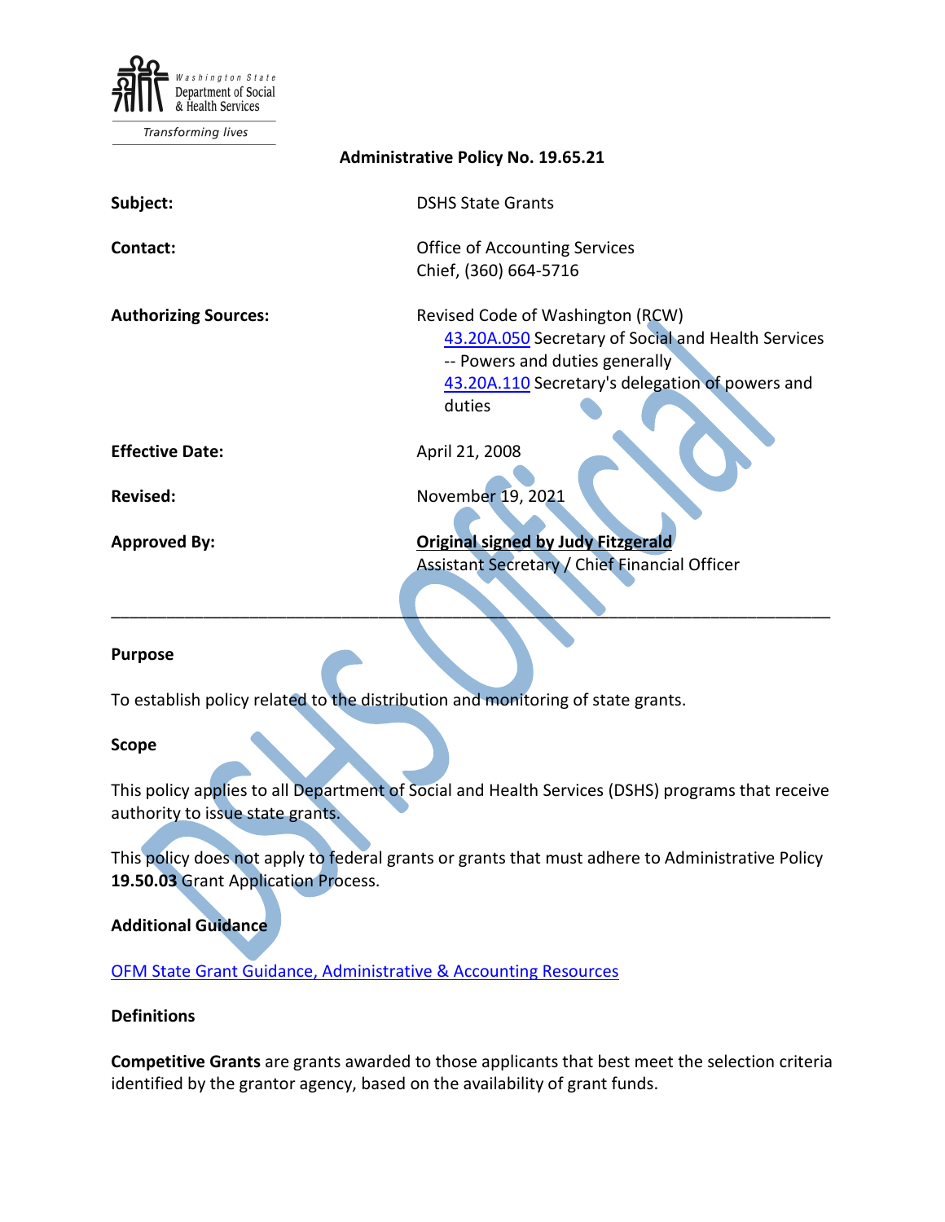Washington State Department of Social & Health Services

*Transforming lives*

**Administrative Policy No. 19.65.21**

| | |
|---|---|
| **Subject:** | DSHS State Grants |
| **Contact:** | Office of Accounting Services<br>Chief, (360) 664-5716 |
| **Authorizing Sources:** | Revised Code of Washington (RCW)<br>43.20A.050 Secretary of Social and Health Services -- Powers and duties generally<br>43.20A.110 Secretary's delegation of powers and duties |
| **Effective Date:** | April 21, 2008 |
| **Revised:** | November 19, 2021 |
| **Approved By:** | **Original signed by Judy Fitzgerald**<br>Assistant Secretary / Chief Financial Officer |

---

**Purpose**

To establish policy related to the distribution and monitoring of state grants.

**Scope**

This policy applies to all Department of Social and Health Services (DSHS) programs that receive authority to issue state grants.

This policy does not apply to federal grants or grants that must adhere to Administrative Policy **19.50.03** Grant Application Process.

**Additional Guidance**

OFM State Grant Guidance, Administrative & Accounting Resources

**Definitions**

**Competitive Grants** are grants awarded to those applicants that best meet the selection criteria identified by the grantor agency, based on the availability of grant funds.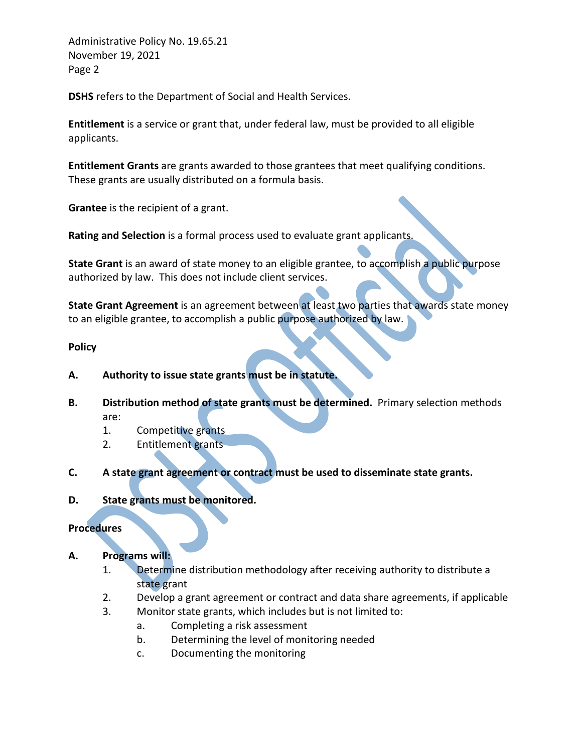**DSHS** refers to the Department of Social and Health Services.

**Entitlement** is a service or grant that, under federal law, must be provided to all eligible applicants.

**Entitlement Grants** are grants awarded to those grantees that meet qualifying conditions. These grants are usually distributed on a formula basis.

**Grantee** is the recipient of a grant.

**Rating and Selection** is a formal process used to evaluate grant applicants.

**State Grant** is an award of state money to an eligible grantee, to accomplish a public purpose authorized by law. This does not include client services.

**State Grant Agreement** is an agreement between at least two parties that awards state money to an eligible grantee, to accomplish a public purpose authorized by law.

**Policy**

**A. Authority to issue state grants must be in statute.**

**B. Distribution method of state grants must be determined.** Primary selection methods are:

1. Competitive grants
2. Entitlement grants

**C. A state grant agreement or contract must be used to disseminate state grants.**

**D. State grants must be monitored.**

**Procedures**

**A. Programs will:**

1. Determine distribution methodology after receiving authority to distribute a state grant
2. Develop a grant agreement or contract and data share agreements, if applicable
3. Monitor state grants, which includes but is not limited to:
   a. Completing a risk assessment
   b. Determining the level of monitoring needed
   c. Documenting the monitoring